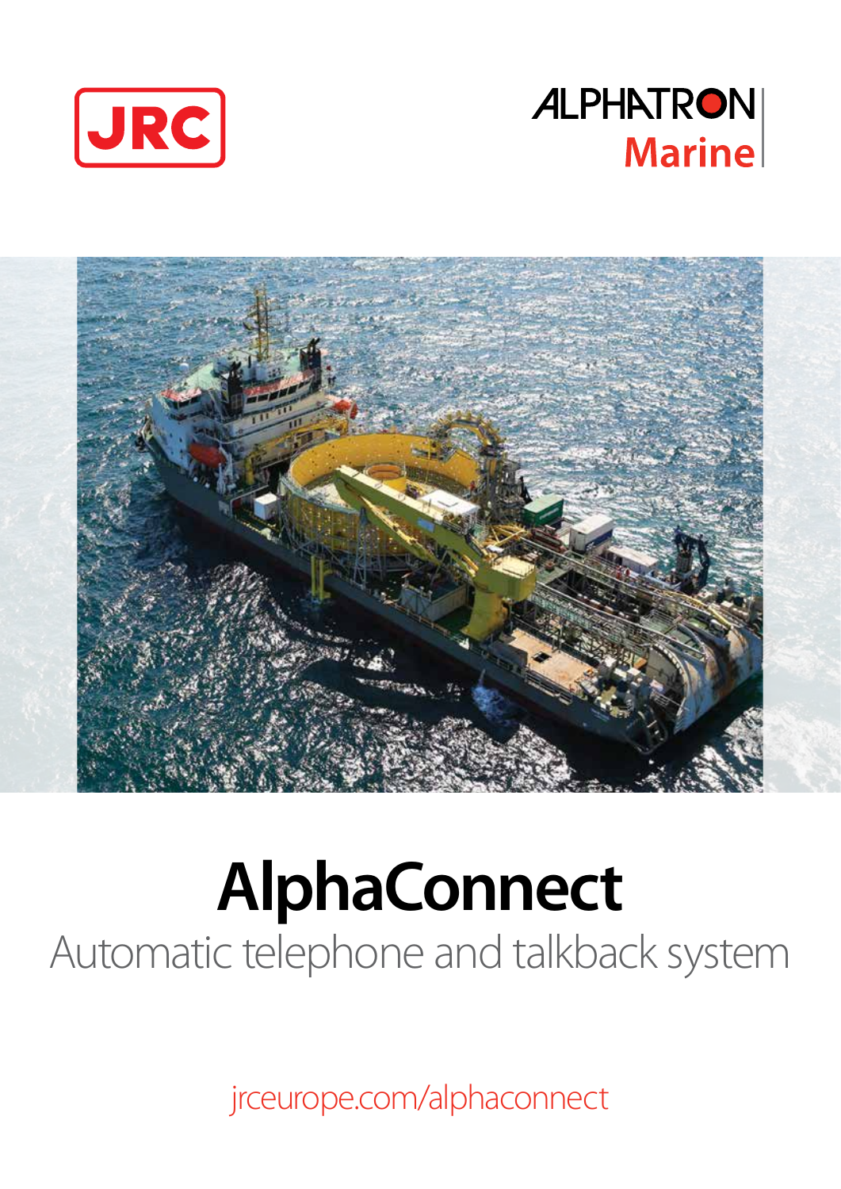JRC

ALPHATRON Marine

# AlphaConnect

Automatic telephone and talkback system

jrceurope.com/alphaconnect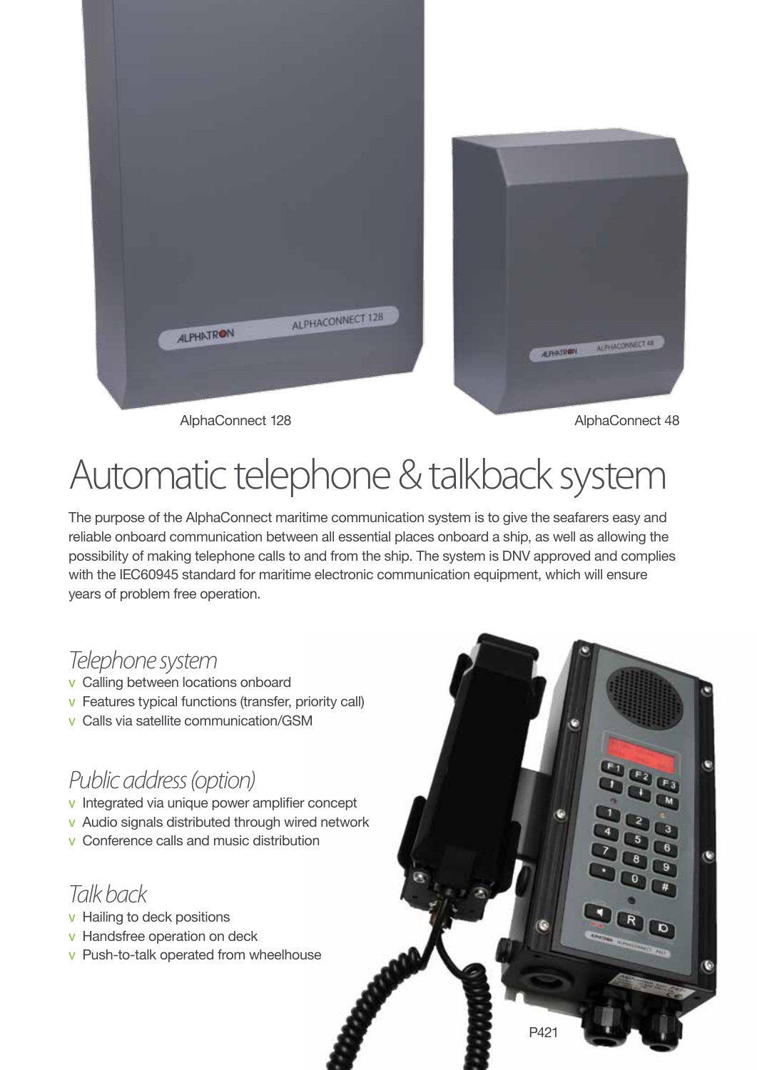AlphaConnect 128

AlphaConnect 48

# Automatic telephone & talkback system

The purpose of the AlphaConnect maritime communication system is to give the seafarers easy and reliable onboard communication between all essential places onboard a ship, as well as allowing the possibility of making telephone calls to and from the ship. The system is DNV approved and complies with the IEC60945 standard for maritime electronic communication equipment, which will ensure years of problem free operation.

## Telephone system

- Calling between locations onboard
- Features typical functions (transfer, priority call)
- Calls via satellite communication/GSM

## Public address (option)

- Integrated via unique power amplifier concept
- Audio signals distributed through wired network
- Conference calls and music distribution

## Talk back

- Hailing to deck positions
- Handsfree operation on deck
- Push-to-talk operated from wheelhouse

P421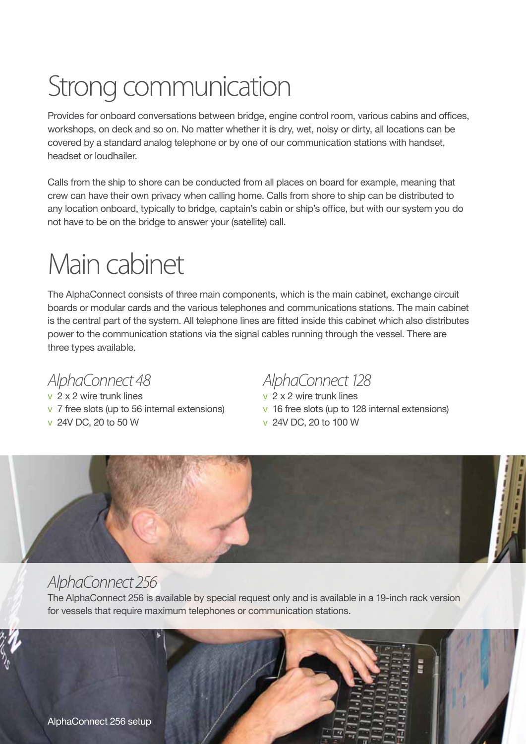# Strong communication

Provides for onboard conversations between bridge, engine control room, various cabins and offices, workshops, on deck and so on. No matter whether it is dry, wet, noisy or dirty, all locations can be covered by a standard analog telephone or by one of our communication stations with handset, headset or loudhailer.

Calls from the ship to shore can be conducted from all places on board for example, meaning that crew can have their own privacy when calling home. Calls from shore to ship can be distributed to any location onboard, typically to bridge, captain's cabin or ship's office, but with our system you do not have to be on the bridge to answer your (satellite) call.

# Main cabinet

The AlphaConnect consists of three main components, which is the main cabinet, exchange circuit boards or modular cards and the various telephones and communications stations. The main cabinet is the central part of the system. All telephone lines are fitted inside this cabinet which also distributes power to the communication stations via the signal cables running through the vessel. There are three types available.

## *AlphaConnect 48*

- 2 x 2 wire trunk lines
- 7 free slots (up to 56 internal extensions)
- 24V DC, 20 to 50 W

## *AlphaConnect 128*

- 2 x 2 wire trunk lines
- 16 free slots (up to 128 internal extensions)
- 24V DC, 20 to 100 W

## *AlphaConnect 256*

The AlphaConnect 256 is available by special request only and is available in a 19-inch rack version for vessels that require maximum telephones or communication stations.

AlphaConnect 256 setup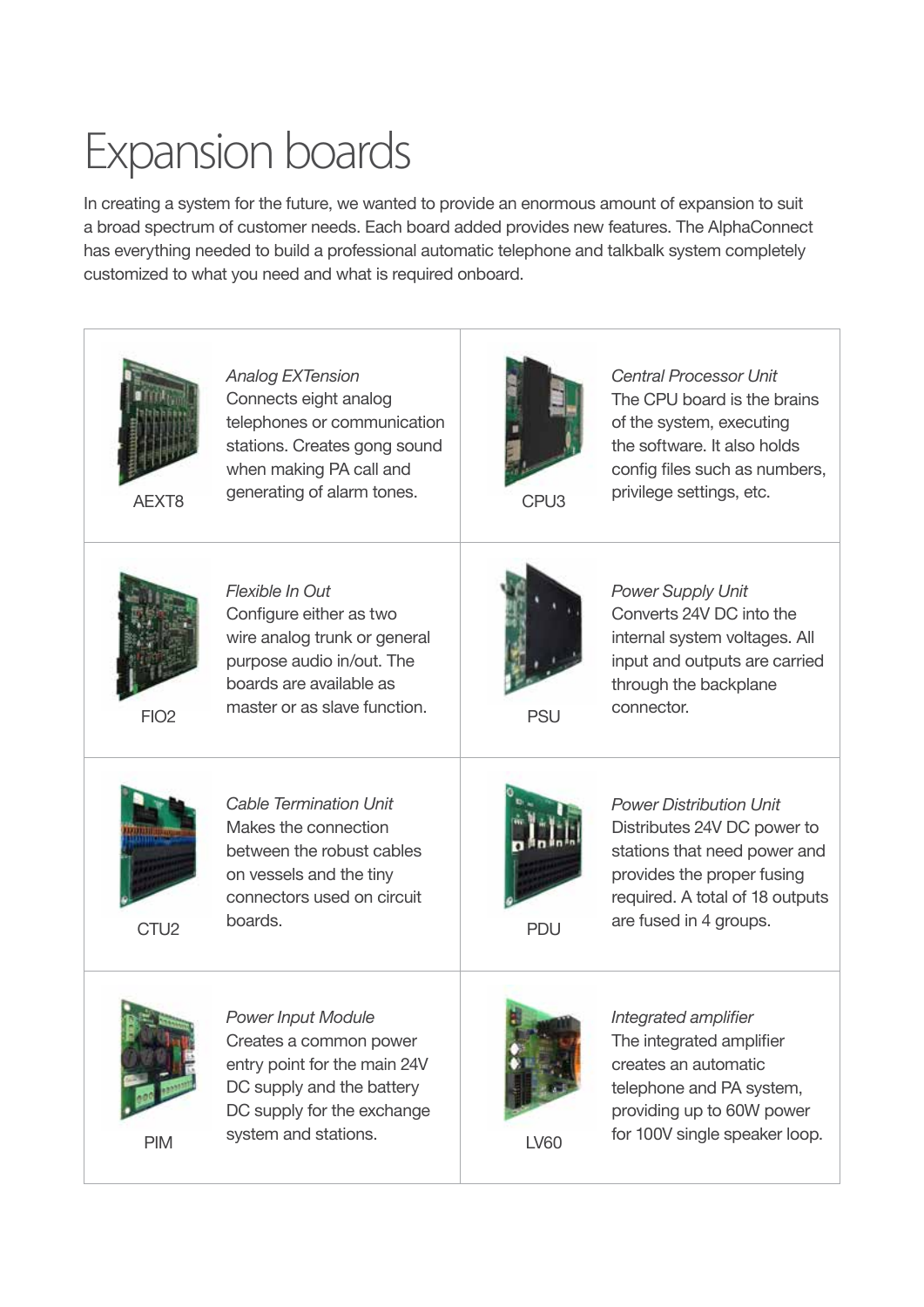# Expansion boards

In creating a system for the future, we wanted to provide an enormous amount of expansion to suit a broad spectrum of customer needs. Each board added provides new features. The AlphaConnect has everything needed to build a professional automatic telephone and talkbalk system completely customized to what you need and what is required onboard.

| | |
|---|---|
| AEXT8<br>*Analog EXTension*<br>Connects eight analog telephones or communication stations. Creates gong sound when making PA call and generating of alarm tones. | CPU3<br>*Central Processor Unit*<br>The CPU board is the brains of the system, executing the software. It also holds config files such as numbers, privilege settings, etc. |
| FIO2<br>*Flexible In Out*<br>Configure either as two wire analog trunk or general purpose audio in/out. The boards are available as master or as slave function. | PSU<br>*Power Supply Unit*<br>Converts 24V DC into the internal system voltages. All input and outputs are carried through the backplane connector. |
| CTU2<br>*Cable Termination Unit*<br>Makes the connection between the robust cables on vessels and the tiny connectors used on circuit boards. | PDU<br>*Power Distribution Unit*<br>Distributes 24V DC power to stations that need power and provides the proper fusing required. A total of 18 outputs are fused in 4 groups. |
| PIM<br>*Power Input Module*<br>Creates a common power entry point for the main 24V DC supply and the battery DC supply for the exchange system and stations. | LV60<br>*Integrated amplifier*<br>The integrated amplifier creates an automatic telephone and PA system, providing up to 60W power for 100V single speaker loop. |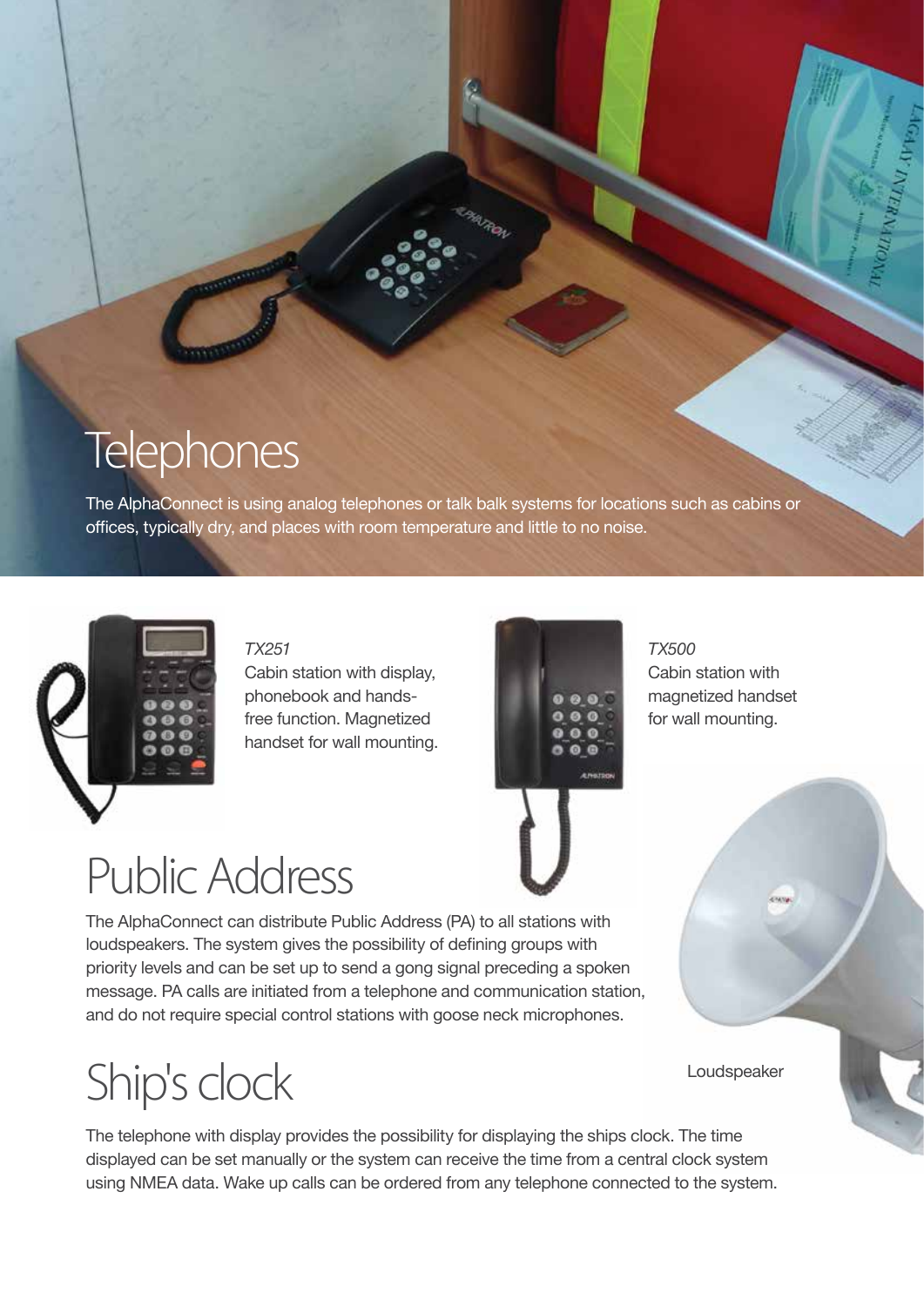# Telephones

The AlphaConnect is using analog telephones or talk balk systems for locations such as cabins or offices, typically dry, and places with room temperature and little to no noise.

*TX251*
Cabin station with display, phonebook and hands-free function. Magnetized handset for wall mounting.

*TX500*
Cabin station with magnetized handset for wall mounting.

# Public Address

The AlphaConnect can distribute Public Address (PA) to all stations with loudspeakers. The system gives the possibility of defining groups with priority levels and can be set up to send a gong signal preceding a spoken message. PA calls are initiated from a telephone and communication station, and do not require special control stations with goose neck microphones.

Loudspeaker

# Ship's clock

The telephone with display provides the possibility for displaying the ships clock. The time displayed can be set manually or the system can receive the time from a central clock system using NMEA data. Wake up calls can be ordered from any telephone connected to the system.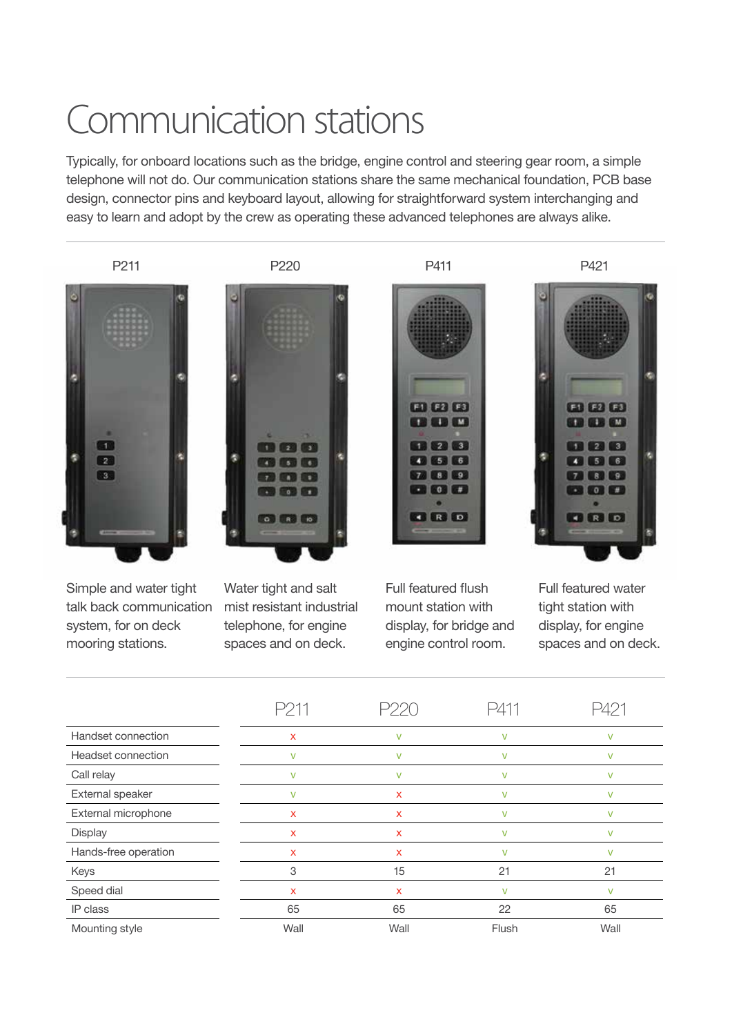# Communication stations

Typically, for onboard locations such as the bridge, engine control and steering gear room, a simple telephone will not do. Our communication stations share the same mechanical foundation, PCB base design, connector pins and keyboard layout, allowing for straightforward system interchanging and easy to learn and adopt by the crew as operating these advanced telephones are always alike.

**P211**

Simple and water tight talk back communication system, for on deck mooring stations.

**P220**

Water tight and salt mist resistant industrial telephone, for engine spaces and on deck.

**P411**

Full featured flush mount station with display, for bridge and engine control room.

**P421**

Full featured water tight station with display, for engine spaces and on deck.

| | P211 | P220 | P411 | P421 |
|---|---|---|---|---|
| Handset connection | x | v | v | v |
| Headset connection | v | v | v | v |
| Call relay | v | v | v | v |
| External speaker | v | x | v | v |
| External microphone | x | x | v | v |
| Display | x | x | v | v |
| Hands-free operation | x | x | v | v |
| Keys | 3 | 15 | 21 | 21 |
| Speed dial | x | x | v | v |
| IP class | 65 | 65 | 22 | 65 |
| Mounting style | Wall | Wall | Flush | Wall |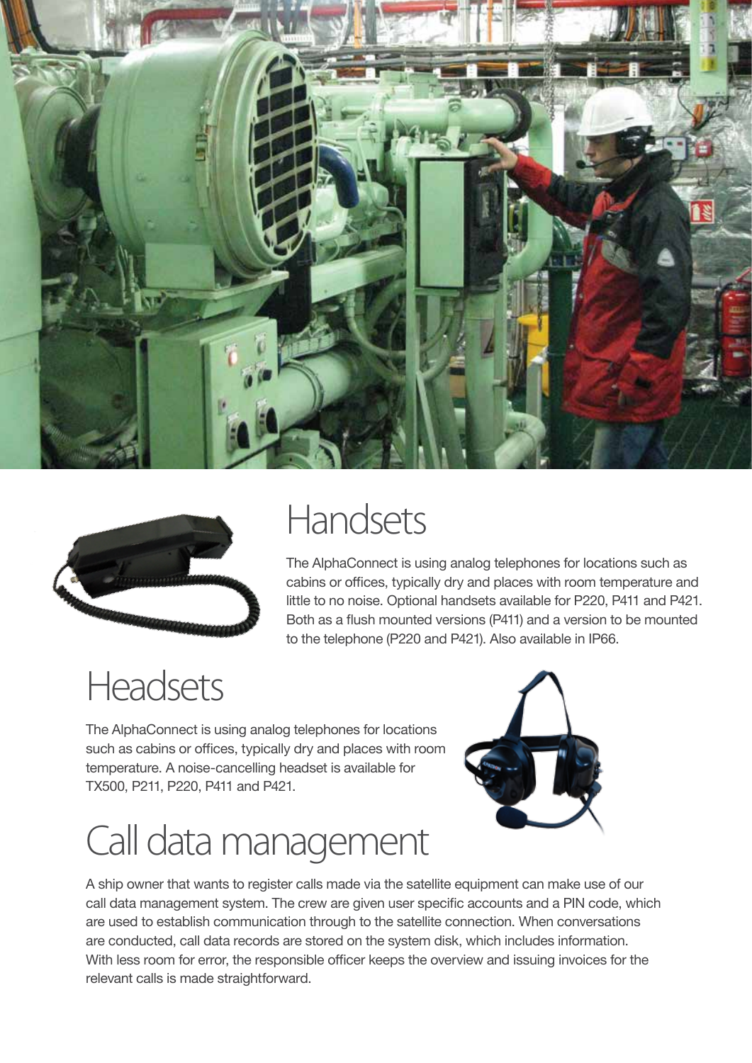## Handsets

The AlphaConnect is using analog telephones for locations such as cabins or offices, typically dry and places with room temperature and little to no noise. Optional handsets available for P220, P411 and P421. Both as a flush mounted versions (P411) and a version to be mounted to the telephone (P220 and P421). Also available in IP66.

## Headsets

The AlphaConnect is using analog telephones for locations such as cabins or offices, typically dry and places with room temperature. A noise-cancelling headset is available for TX500, P211, P220, P411 and P421.

## Call data management

A ship owner that wants to register calls made via the satellite equipment can make use of our call data management system. The crew are given user specific accounts and a PIN code, which are used to establish communication through to the satellite connection. When conversations are conducted, call data records are stored on the system disk, which includes information. With less room for error, the responsible officer keeps the overview and issuing invoices for the relevant calls is made straightforward.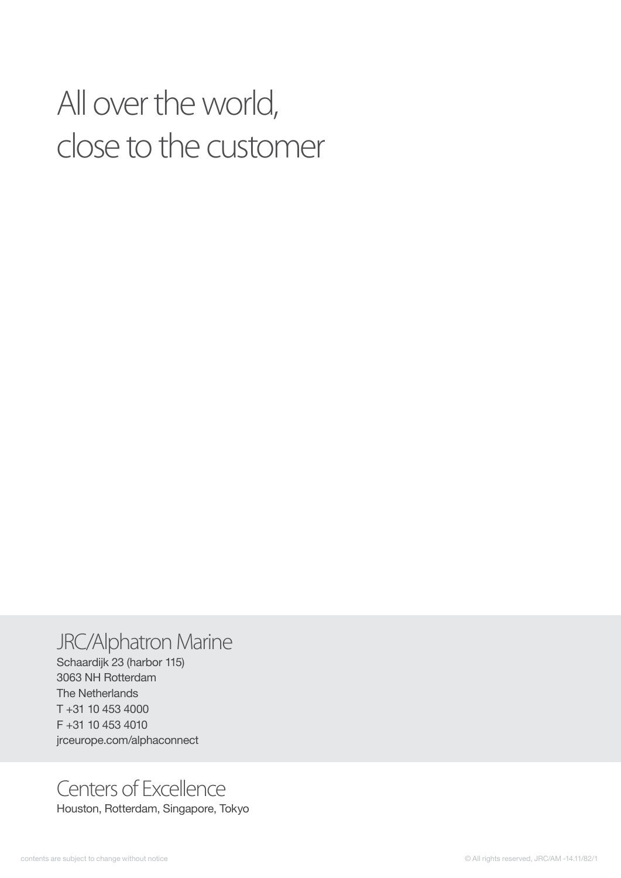# All over the world, close to the customer

## JRC/Alphatron Marine

Schaardijk 23 (harbor 115)
3063 NH Rotterdam
The Netherlands
T +31 10 453 4000
F +31 10 453 4010
jrceurope.com/alphaconnect

## Centers of Excellence

Houston, Rotterdam, Singapore, Tokyo

contents are subject to change without notice

© All rights reserved, JRC/AM -14.11/82/1